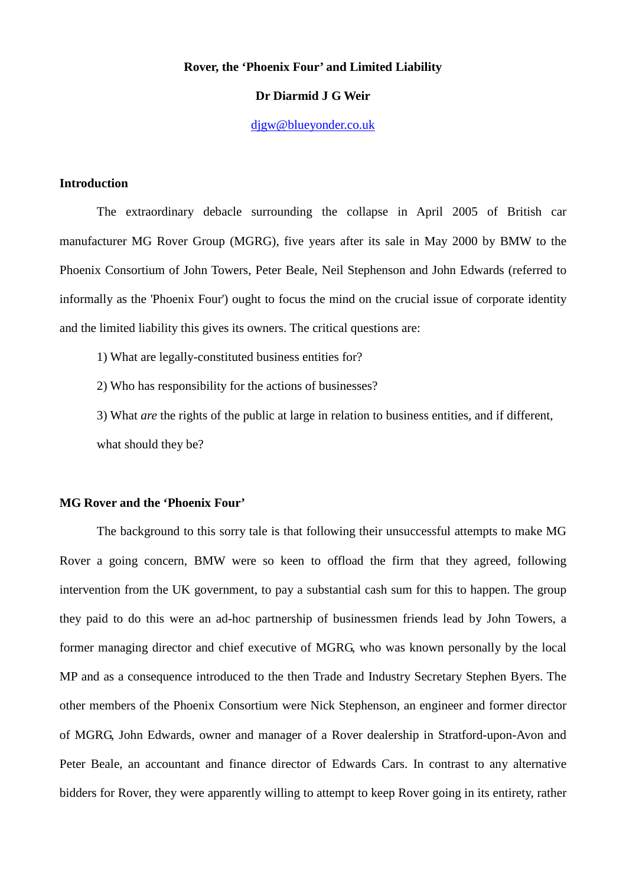# Rover, the 'Phoenix Four' and Limited Liability

**Dr Diarmid J G Weir**

djgw@blueyonder.co.uk

## Introduction

The extraordinary debacle surrounding the collapse in April 2005 of British car manufacturer MG Rover Group (MGRG), five years after its sale in May 2000 by BMW to the Phoenix Consortium of John Towers, Peter Beale, Neil Stephenson and John Edwards (referred to informally as the 'Phoenix Four') ought to focus the mind on the crucial issue of corporate identity and the limited liability this gives its owners. The critical questions are:

1) What are legally-constituted business entities for?

2) Who has responsibility for the actions of businesses?

3) What *are* the rights of the public at large in relation to business entities, and if different, what should they be?

## MG Rover and the 'Phoenix Four'

The background to this sorry tale is that following their unsuccessful attempts to make MG Rover a going concern, BMW were so keen to offload the firm that they agreed, following intervention from the UK government, to pay a substantial cash sum for this to happen. The group they paid to do this were an ad-hoc partnership of businessmen friends lead by John Towers, a former managing director and chief executive of MGRG, who was known personally by the local MP and as a consequence introduced to the then Trade and Industry Secretary Stephen Byers. The other members of the Phoenix Consortium were Nick Stephenson, an engineer and former director of MGRG, John Edwards, owner and manager of a Rover dealership in Stratford-upon-Avon and Peter Beale, an accountant and finance director of Edwards Cars. In contrast to any alternative bidders for Rover, they were apparently willing to attempt to keep Rover going in its entirety, rather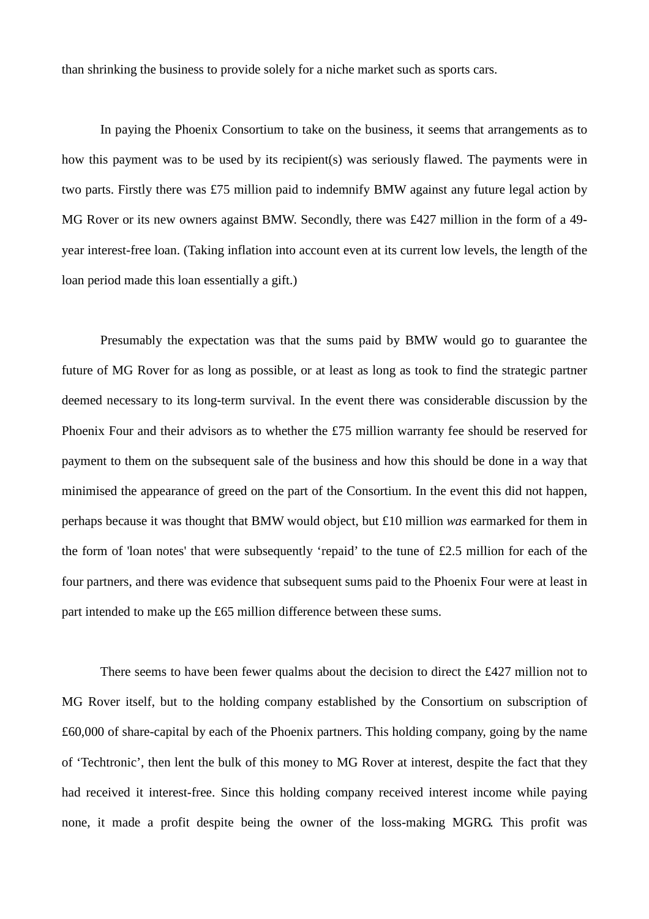than shrinking the business to provide solely for a niche market such as sports cars.

In paying the Phoenix Consortium to take on the business, it seems that arrangements as to how this payment was to be used by its recipient(s) was seriously flawed. The payments were in two parts. Firstly there was £75 million paid to indemnify BMW against any future legal action by MG Rover or its new owners against BMW. Secondly, there was £427 million in the form of a 49-year interest-free loan. (Taking inflation into account even at its current low levels, the length of the loan period made this loan essentially a gift.)

Presumably the expectation was that the sums paid by BMW would go to guarantee the future of MG Rover for as long as possible, or at least as long as took to find the strategic partner deemed necessary to its long-term survival. In the event there was considerable discussion by the Phoenix Four and their advisors as to whether the £75 million warranty fee should be reserved for payment to them on the subsequent sale of the business and how this should be done in a way that minimised the appearance of greed on the part of the Consortium. In the event this did not happen, perhaps because it was thought that BMW would object, but £10 million *was* earmarked for them in the form of 'loan notes' that were subsequently 'repaid' to the tune of £2.5 million for each of the four partners, and there was evidence that subsequent sums paid to the Phoenix Four were at least in part intended to make up the £65 million difference between these sums.

There seems to have been fewer qualms about the decision to direct the £427 million not to MG Rover itself, but to the holding company established by the Consortium on subscription of £60,000 of share-capital by each of the Phoenix partners. This holding company, going by the name of 'Techtronic', then lent the bulk of this money to MG Rover at interest, despite the fact that they had received it interest-free. Since this holding company received interest income while paying none, it made a profit despite being the owner of the loss-making MGRG. This profit was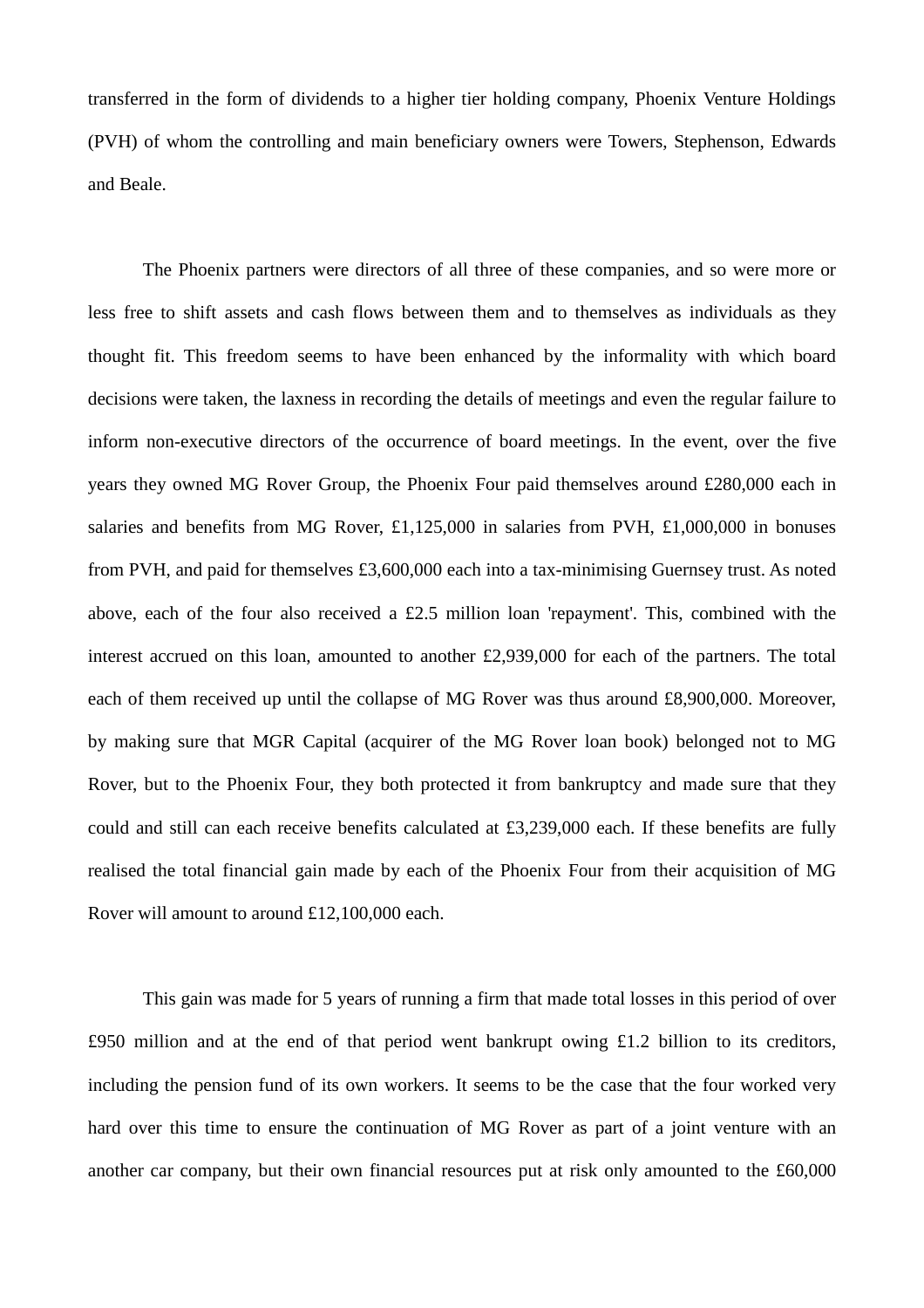transferred in the form of dividends to a higher tier holding company, Phoenix Venture Holdings (PVH) of whom the controlling and main beneficiary owners were Towers, Stephenson, Edwards and Beale.

The Phoenix partners were directors of all three of these companies, and so were more or less free to shift assets and cash flows between them and to themselves as individuals as they thought fit. This freedom seems to have been enhanced by the informality with which board decisions were taken, the laxness in recording the details of meetings and even the regular failure to inform non-executive directors of the occurrence of board meetings. In the event, over the five years they owned MG Rover Group, the Phoenix Four paid themselves around £280,000 each in salaries and benefits from MG Rover, £1,125,000 in salaries from PVH, £1,000,000 in bonuses from PVH, and paid for themselves £3,600,000 each into a tax-minimising Guernsey trust. As noted above, each of the four also received a £2.5 million loan 'repayment'. This, combined with the interest accrued on this loan, amounted to another £2,939,000 for each of the partners. The total each of them received up until the collapse of MG Rover was thus around £8,900,000. Moreover, by making sure that MGR Capital (acquirer of the MG Rover loan book) belonged not to MG Rover, but to the Phoenix Four, they both protected it from bankruptcy and made sure that they could and still can each receive benefits calculated at £3,239,000 each. If these benefits are fully realised the total financial gain made by each of the Phoenix Four from their acquisition of MG Rover will amount to around £12,100,000 each.

This gain was made for 5 years of running a firm that made total losses in this period of over £950 million and at the end of that period went bankrupt owing £1.2 billion to its creditors, including the pension fund of its own workers. It seems to be the case that the four worked very hard over this time to ensure the continuation of MG Rover as part of a joint venture with an another car company, but their own financial resources put at risk only amounted to the £60,000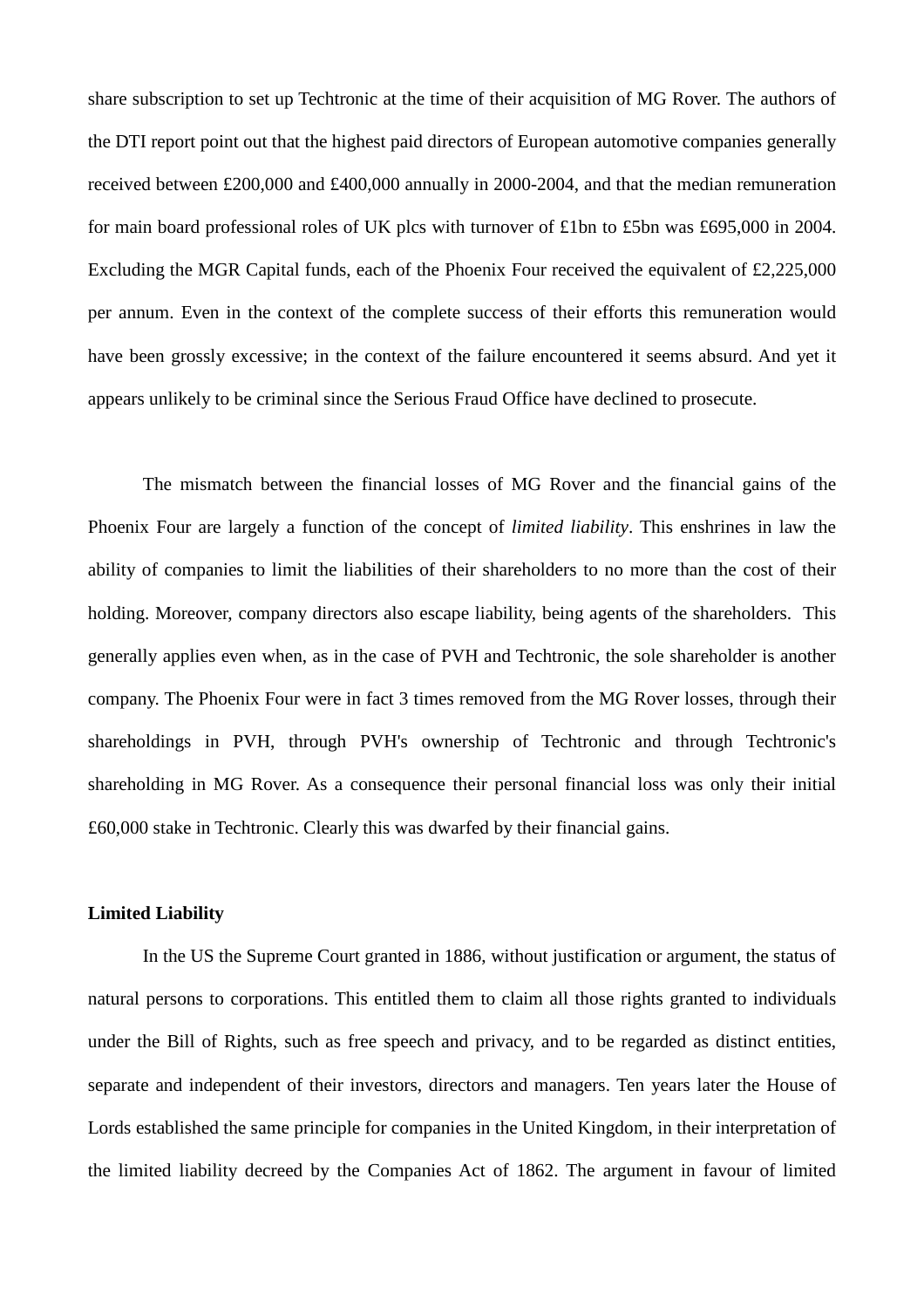share subscription to set up Techtronic at the time of their acquisition of MG Rover. The authors of the DTI report point out that the highest paid directors of European automotive companies generally received between £200,000 and £400,000 annually in 2000-2004, and that the median remuneration for main board professional roles of UK plcs with turnover of £1bn to £5bn was £695,000 in 2004. Excluding the MGR Capital funds, each of the Phoenix Four received the equivalent of £2,225,000 per annum. Even in the context of the complete success of their efforts this remuneration would have been grossly excessive; in the context of the failure encountered it seems absurd. And yet it appears unlikely to be criminal since the Serious Fraud Office have declined to prosecute.

The mismatch between the financial losses of MG Rover and the financial gains of the Phoenix Four are largely a function of the concept of *limited liability*. This enshrines in law the ability of companies to limit the liabilities of their shareholders to no more than the cost of their holding. Moreover, company directors also escape liability, being agents of the shareholders. This generally applies even when, as in the case of PVH and Techtronic, the sole shareholder is another company. The Phoenix Four were in fact 3 times removed from the MG Rover losses, through their shareholdings in PVH, through PVH's ownership of Techtronic and through Techtronic's shareholding in MG Rover. As a consequence their personal financial loss was only their initial £60,000 stake in Techtronic. Clearly this was dwarfed by their financial gains.

**Limited Liability**

In the US the Supreme Court granted in 1886, without justification or argument, the status of natural persons to corporations. This entitled them to claim all those rights granted to individuals under the Bill of Rights, such as free speech and privacy, and to be regarded as distinct entities, separate and independent of their investors, directors and managers. Ten years later the House of Lords established the same principle for companies in the United Kingdom, in their interpretation of the limited liability decreed by the Companies Act of 1862. The argument in favour of limited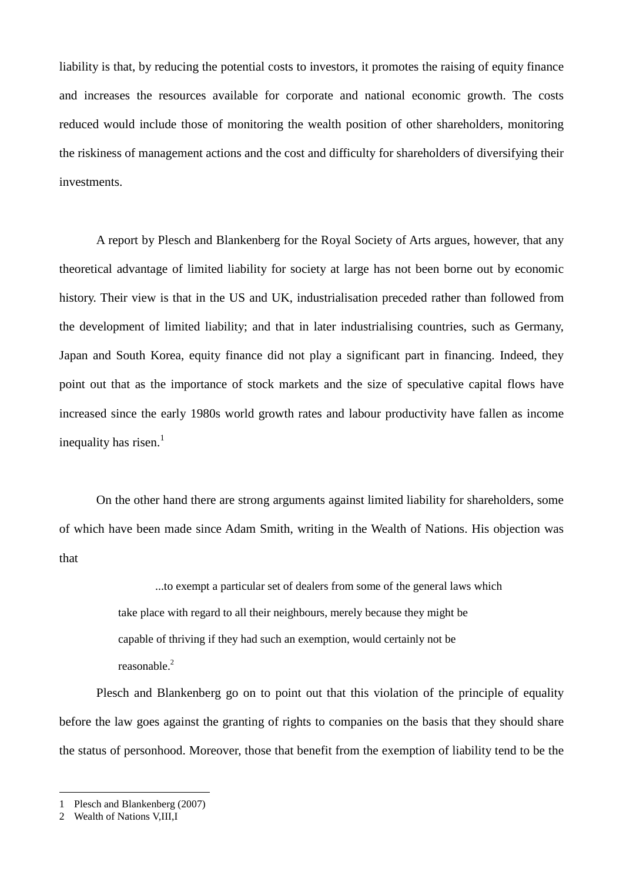liability is that, by reducing the potential costs to investors, it promotes the raising of equity finance and increases the resources available for corporate and national economic growth. The costs reduced would include those of monitoring the wealth position of other shareholders, monitoring the riskiness of management actions and the cost and difficulty for shareholders of diversifying their investments.

A report by Plesch and Blankenberg for the Royal Society of Arts argues, however, that any theoretical advantage of limited liability for society at large has not been borne out by economic history. Their view is that in the US and UK, industrialisation preceded rather than followed from the development of limited liability; and that in later industrialising countries, such as Germany, Japan and South Korea, equity finance did not play a significant part in financing. Indeed, they point out that as the importance of stock markets and the size of speculative capital flows have increased since the early 1980s world growth rates and labour productivity have fallen as income inequality has risen.[1]

On the other hand there are strong arguments against limited liability for shareholders, some of which have been made since Adam Smith, writing in the Wealth of Nations. His objection was that

> ...to exempt a particular set of dealers from some of the general laws which take place with regard to all their neighbours, merely because they might be capable of thriving if they had such an exemption, would certainly not be reasonable.[2]

Plesch and Blankenberg go on to point out that this violation of the principle of equality before the law goes against the granting of rights to companies on the basis that they should share the status of personhood. Moreover, those that benefit from the exemption of liability tend to be the

---

1 Plesch and Blankenberg (2007)

2 Wealth of Nations V,III,I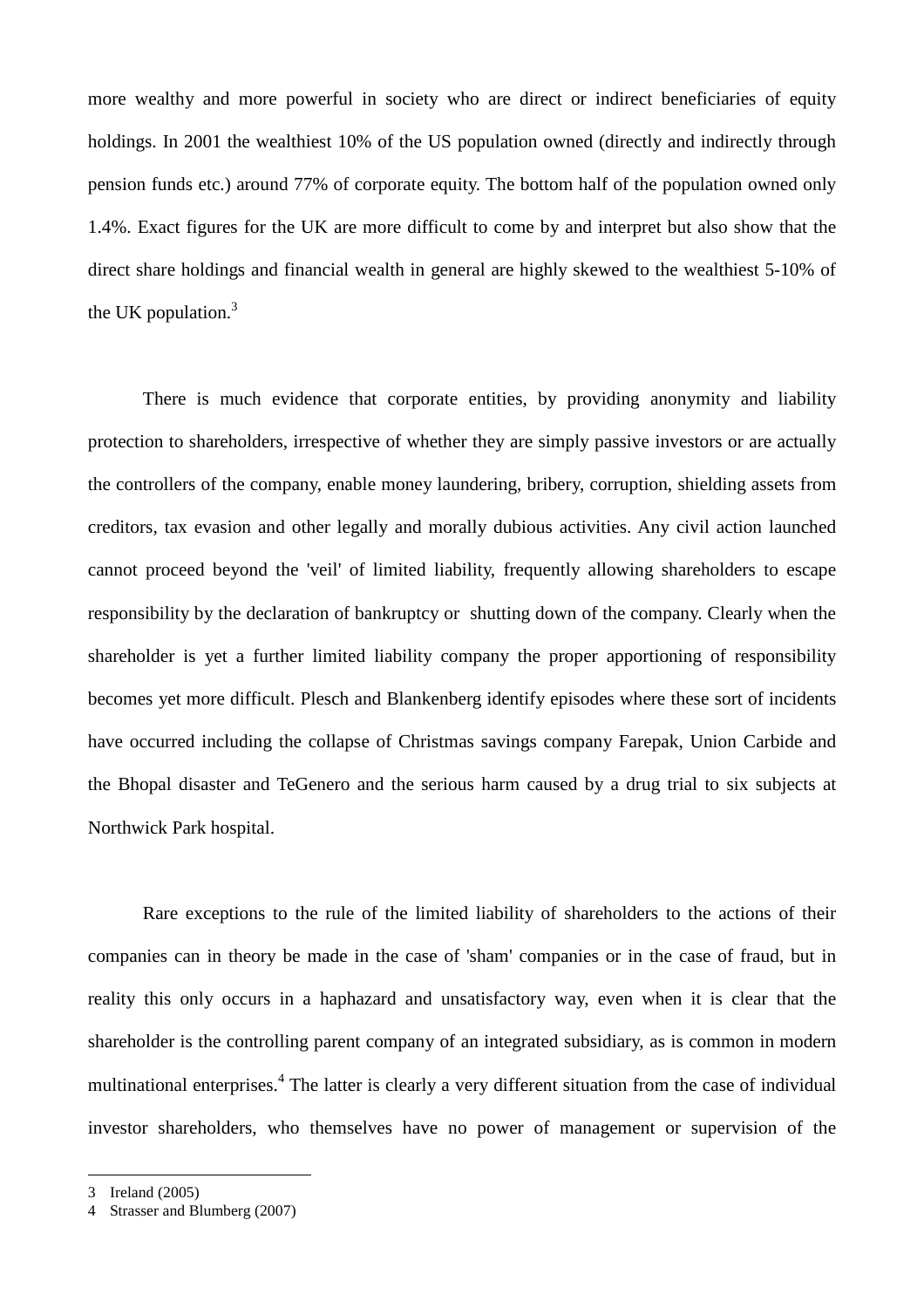more wealthy and more powerful in society who are direct or indirect beneficiaries of equity holdings. In 2001 the wealthiest 10% of the US population owned (directly and indirectly through pension funds etc.) around 77% of corporate equity. The bottom half of the population owned only 1.4%. Exact figures for the UK are more difficult to come by and interpret but also show that the direct share holdings and financial wealth in general are highly skewed to the wealthiest 5-10% of the UK population.[3]

There is much evidence that corporate entities, by providing anonymity and liability protection to shareholders, irrespective of whether they are simply passive investors or are actually the controllers of the company, enable money laundering, bribery, corruption, shielding assets from creditors, tax evasion and other legally and morally dubious activities. Any civil action launched cannot proceed beyond the 'veil' of limited liability, frequently allowing shareholders to escape responsibility by the declaration of bankruptcy or shutting down of the company. Clearly when the shareholder is yet a further limited liability company the proper apportioning of responsibility becomes yet more difficult. Plesch and Blankenberg identify episodes where these sort of incidents have occurred including the collapse of Christmas savings company Farepak, Union Carbide and the Bhopal disaster and TeGenero and the serious harm caused by a drug trial to six subjects at Northwick Park hospital.

Rare exceptions to the rule of the limited liability of shareholders to the actions of their companies can in theory be made in the case of 'sham' companies or in the case of fraud, but in reality this only occurs in a haphazard and unsatisfactory way, even when it is clear that the shareholder is the controlling parent company of an integrated subsidiary, as is common in modern multinational enterprises.[4] The latter is clearly a very different situation from the case of individual investor shareholders, who themselves have no power of management or supervision of the

---

3 Ireland (2005)

4 Strasser and Blumberg (2007)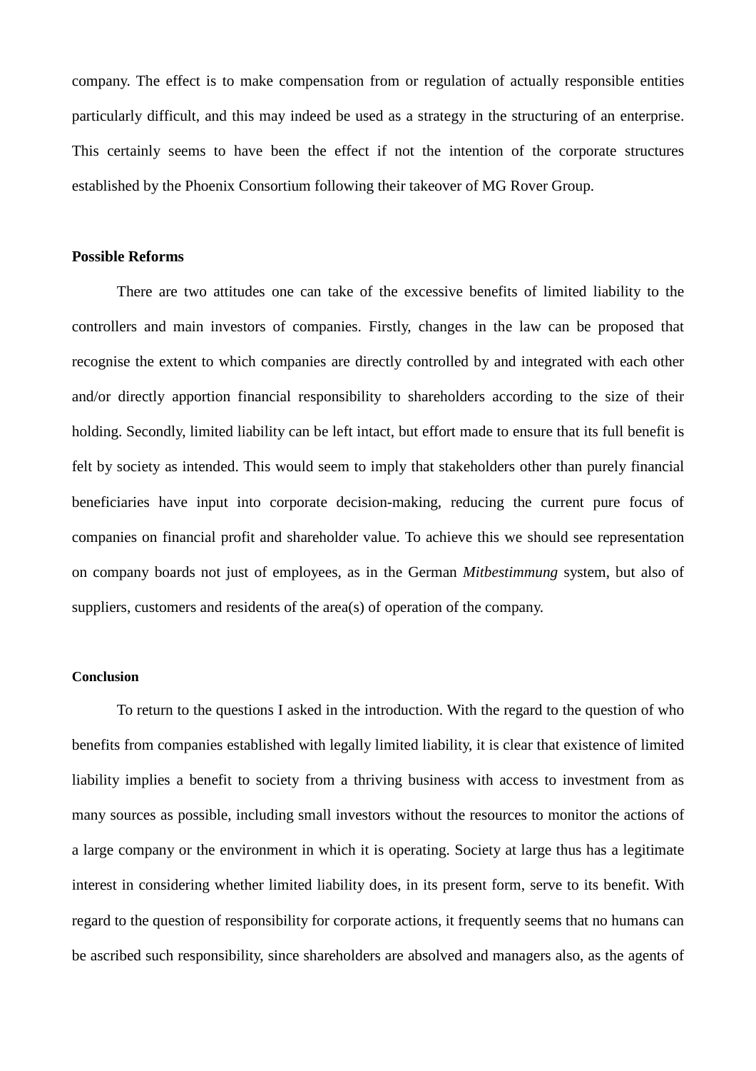company. The effect is to make compensation from or regulation of actually responsible entities particularly difficult, and this may indeed be used as a strategy in the structuring of an enterprise. This certainly seems to have been the effect if not the intention of the corporate structures established by the Phoenix Consortium following their takeover of MG Rover Group.

## Possible Reforms

There are two attitudes one can take of the excessive benefits of limited liability to the controllers and main investors of companies. Firstly, changes in the law can be proposed that recognise the extent to which companies are directly controlled by and integrated with each other and/or directly apportion financial responsibility to shareholders according to the size of their holding. Secondly, limited liability can be left intact, but effort made to ensure that its full benefit is felt by society as intended. This would seem to imply that stakeholders other than purely financial beneficiaries have input into corporate decision-making, reducing the current pure focus of companies on financial profit and shareholder value. To achieve this we should see representation on company boards not just of employees, as in the German *Mitbestimmung* system, but also of suppliers, customers and residents of the area(s) of operation of the company.

## Conclusion

To return to the questions I asked in the introduction. With the regard to the question of who benefits from companies established with legally limited liability, it is clear that existence of limited liability implies a benefit to society from a thriving business with access to investment from as many sources as possible, including small investors without the resources to monitor the actions of a large company or the environment in which it is operating. Society at large thus has a legitimate interest in considering whether limited liability does, in its present form, serve to its benefit. With regard to the question of responsibility for corporate actions, it frequently seems that no humans can be ascribed such responsibility, since shareholders are absolved and managers also, as the agents of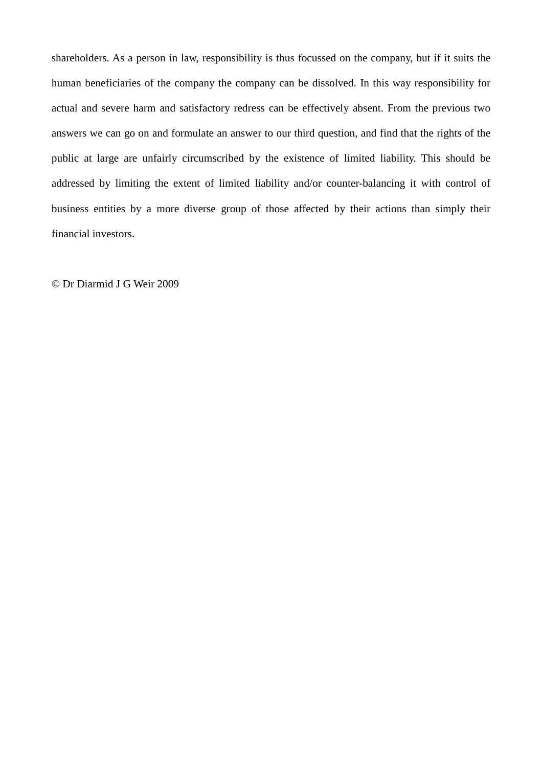shareholders. As a person in law, responsibility is thus focussed on the company, but if it suits the human beneficiaries of the company the company can be dissolved. In this way responsibility for actual and severe harm and satisfactory redress can be effectively absent. From the previous two answers we can go on and formulate an answer to our third question, and find that the rights of the public at large are unfairly circumscribed by the existence of limited liability. This should be addressed by limiting the extent of limited liability and/or counter-balancing it with control of business entities by a more diverse group of those affected by their actions than simply their financial investors.

© Dr Diarmid J G Weir 2009